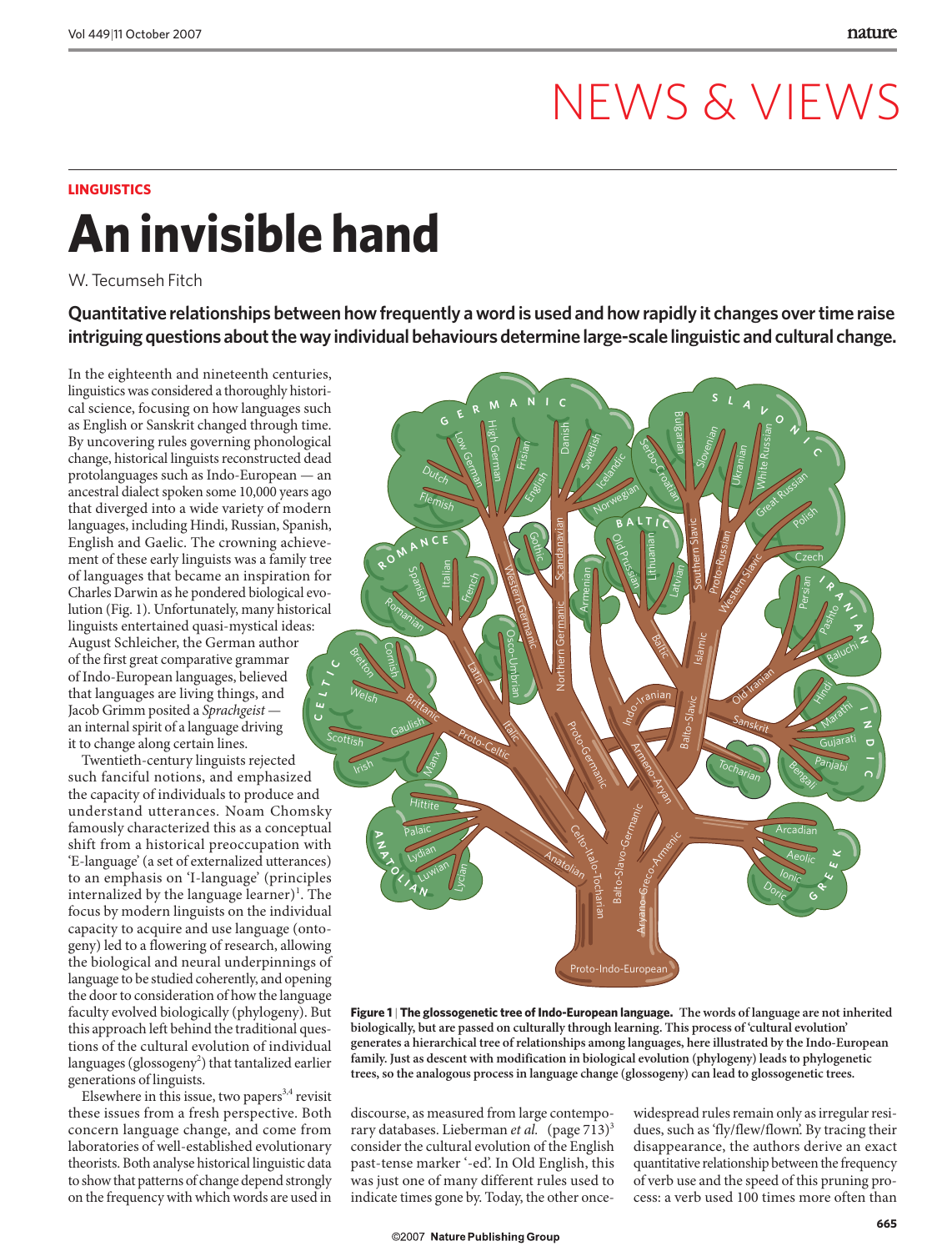# NEWS & VIEWS

**LINGUISTICS**

# An invisible hand

W. Tecumseh Fitch

**Quantitative relationships between how frequently a word is used and how rapidly it changes over time raise intriguing questions about the way individual behaviours determine large-scale linguistic and cultural change.**

In the eighteenth and nineteenth centuries, linguistics was considered a thoroughly historical science, focusing on how languages such as English or Sanskrit changed through time. By uncovering rules governing phonological change, historical linguists reconstructed dead protolanguages such as Indo-European — an ancestral dialect spoken some 10,000 years ago that diverged into a wide variety of modern languages, including Hindi, Russian, Spanish, English and Gaelic. The crowning achievement of these early linguists was a family tree of languages that became an inspiration for Charles Darwin as he pondered biological evolution (Fig. 1). Unfortunately, many historical linguists entertained quasi-mystical ideas: August Schleicher, the German author of the first great comparative grammar of Indo-European languages, believed that languages are living things, and Jacob Grimm posited a *Sprachgeist* — an internal spirit of a language driving it to change along certain lines.

Twentieth-century linguists rejected such fanciful notions, and emphasized the capacity of individuals to produce and understand utterances. Noam Chomsky famously characterized this as a conceptual shift from a historical preoccupation with 'E-language' (a set of externalized utterances) to an emphasis on 'I-language' (principles internalized by the language learner)[1]. The focus by modern linguists on the individual capacity to acquire and use language (ontogeny) led to a flowering of research, allowing the biological and neural underpinnings of language to be studied coherently, and opening the door to consideration of how the language faculty evolved biologically (phylogeny). But this approach left behind the traditional questions of the cultural evolution of individual languages (glossogeny[2]) that tantalized earlier generations of linguists.

Elsewhere in this issue, two papers[3,4] revisit these issues from a fresh perspective. Both concern language change, and come from laboratories of well-established evolutionary theorists. Both analyse historical linguistic data to show that patterns of change depend strongly on the frequency with which words are used in discourse, as measured from large contemporary databases. Lieberman *et al.* (page 713)[3] consider the cultural evolution of the English past-tense marker '-ed'. In Old English, this was just one of many different rules used to indicate times gone by. Today, the other once-widespread rules remain only as irregular residues, such as 'fly/flew/flown'. By tracing their disappearance, the authors derive an exact quantitative relationship between the frequency of verb use and the speed of this pruning process: a verb used 100 times more often than

**Figure 1 | The glossogenetic tree of Indo-European language.** The words of language are not inherited biologically, but are passed on culturally through learning. This process of 'cultural evolution' generates a hierarchical tree of relationships among languages, here illustrated by the Indo-European family. Just as descent with modification in biological evolution (phylogeny) leads to phylogenetic trees, so the analogous process in language change (glossogeny) can lead to glossogenetic trees.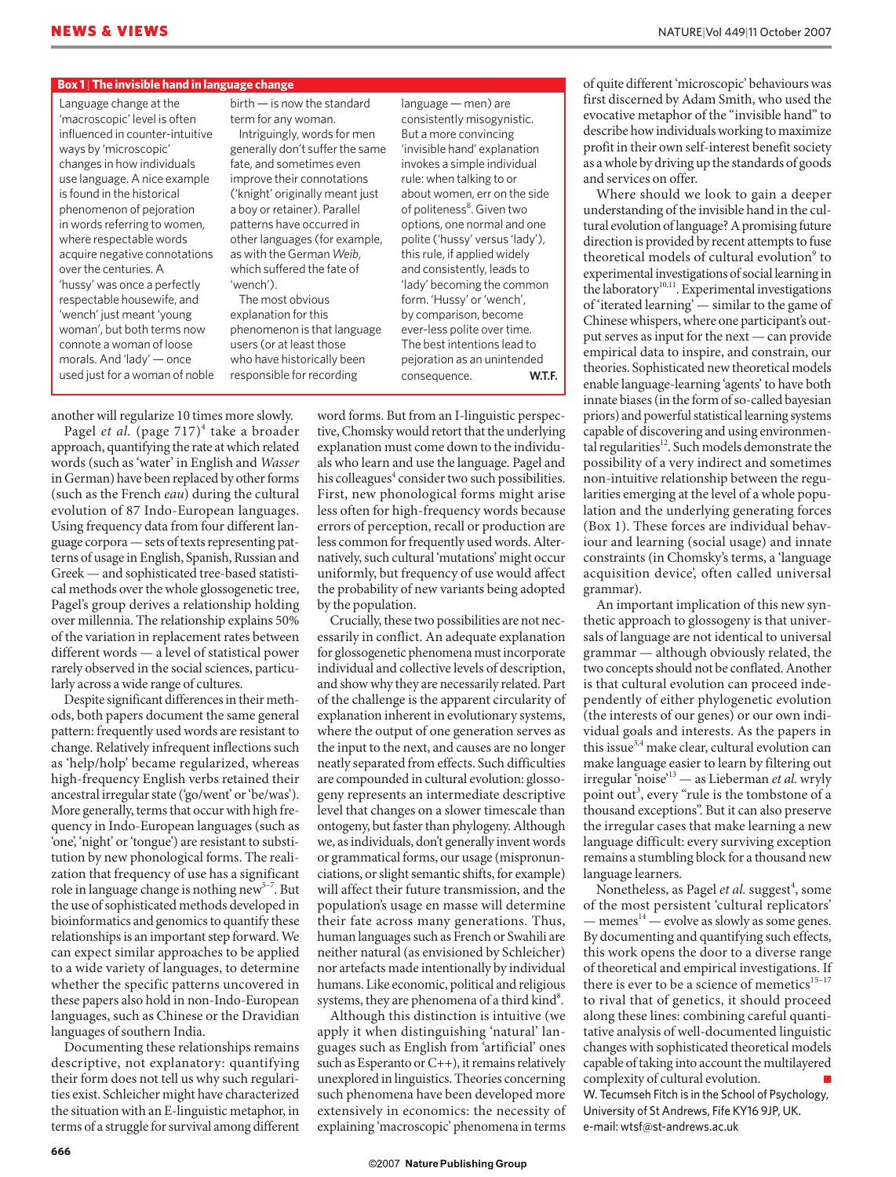## Box 1 | The invisible hand in language change

Language change at the 'macroscopic' level is often influenced in counter-intuitive ways by 'microscopic' changes in how individuals use language. A nice example is found in the historical phenomenon of pejoration in words referring to women, where respectable words acquire negative connotations over the centuries. A 'hussy' was once a perfectly respectable housewife, and 'wench' just meant 'young woman', but both terms now connote a woman of loose morals. And 'lady' — once used just for a woman of noble birth — is now the standard term for any woman.

Intriguingly, words for men generally don't suffer the same fate, and sometimes even improve their connotations ('knight' originally meant just a boy or retainer). Parallel patterns have occurred in other languages (for example, as with the German *Weib*, which suffered the fate of 'wench').

The most obvious explanation for this phenomenon is that language users (or at least those who have historically been responsible for recording language — men) are consistently misogynistic. But a more convincing 'invisible hand' explanation invokes a simple individual rule: when talking to or about women, err on the side of politeness[8]. Given two options, one normal and one polite ('hussy' versus 'lady'), this rule, if applied widely and consistently, leads to 'lady' becoming the common form. 'Hussy' or 'wench', by comparison, become ever-less polite over time. The best intentions lead to pejoration as an unintended consequence. **W.T.F.**

another will regularize 10 times more slowly.

Pagel *et al.* (page 717)[4] take a broader approach, quantifying the rate at which related words (such as 'water' in English and *Wasser* in German) have been replaced by other forms (such as the French *eau*) during the cultural evolution of 87 Indo-European languages. Using frequency data from four different language corpora — sets of texts representing patterns of usage in English, Spanish, Russian and Greek — and sophisticated tree-based statistical methods over the whole glossogenetic tree, Pagel's group derives a relationship holding over millennia. The relationship explains 50% of the variation in replacement rates between different words — a level of statistical power rarely observed in the social sciences, particularly across a wide range of cultures.

Despite significant differences in their methods, both papers document the same general pattern: frequently used words are resistant to change. Relatively infrequent inflections such as 'help/holp' became regularized, whereas high-frequency English verbs retained their ancestral irregular state ('go/went' or 'be/was'). More generally, terms that occur with high frequency in Indo-European languages (such as 'one', 'night' or 'tongue') are resistant to substitution by new phonological forms. The realization that frequency of use has a significant role in language change is nothing new[5–7]. But the use of sophisticated methods developed in bioinformatics and genomics to quantify these relationships is an important step forward. We can expect similar approaches to be applied to a wide variety of languages, to determine whether the specific patterns uncovered in these papers also hold in non-Indo-European languages, such as Chinese or the Dravidian languages of southern India.

Documenting these relationships remains descriptive, not explanatory: quantifying their form does not tell us why such regularities exist. Schleicher might have characterized the situation with an E-linguistic metaphor, in terms of a struggle for survival among different word forms. But from an I-linguistic perspective, Chomsky would retort that the underlying explanation must come down to the individuals who learn and use the language. Pagel and his colleagues[4] consider two such possibilities. First, new phonological forms might arise less often for high-frequency words because errors of perception, recall or production are less common for frequently used words. Alternatively, such cultural 'mutations' might occur uniformly, but frequency of use would affect the probability of new variants being adopted by the population.

Crucially, these two possibilities are not necessarily in conflict. An adequate explanation for glossogenetic phenomena must incorporate individual and collective levels of description, and show why they are necessarily related. Part of the challenge is the apparent circularity of explanation inherent in evolutionary systems, where the output of one generation serves as the input to the next, and causes are no longer neatly separated from effects. Such difficulties are compounded in cultural evolution: glossogeny represents an intermediate descriptive level that changes on a slower timescale than ontogeny, but faster than phylogeny. Although we, as individuals, don't generally invent words or grammatical forms, our usage (mispronunciations, or slight semantic shifts, for example) will affect their future transmission, and the population's usage en masse will determine their fate across many generations. Thus, human languages such as French or Swahili are neither natural (as envisioned by Schleicher) nor artefacts made intentionally by individual humans. Like economic, political and religious systems, they are phenomena of a third kind[8].

Although this distinction is intuitive (we apply it when distinguishing 'natural' languages such as English from 'artificial' ones such as Esperanto or C++), it remains relatively unexplored in linguistics. Theories concerning such phenomena have been developed more extensively in economics: the necessity of explaining 'macroscopic' phenomena in terms of quite different 'microscopic' behaviours was first discerned by Adam Smith, who used the evocative metaphor of the "invisible hand" to describe how individuals working to maximize profit in their own self-interest benefit society as a whole by driving up the standards of goods and services on offer.

Where should we look to gain a deeper understanding of the invisible hand in the cultural evolution of language? A promising future direction is provided by recent attempts to fuse theoretical models of cultural evolution[9] to experimental investigations of social learning in the laboratory[10,11]. Experimental investigations of 'iterated learning' — similar to the game of Chinese whispers, where one participant's output serves as input for the next — can provide empirical data to inspire, and constrain, our theories. Sophisticated new theoretical models enable language-learning 'agents' to have both innate biases (in the form of so-called bayesian priors) and powerful statistical learning systems capable of discovering and using environmental regularities[12]. Such models demonstrate the possibility of a very indirect and sometimes non-intuitive relationship between the regularities emerging at the level of a whole population and the underlying generating forces (Box 1). These forces are individual behaviour and learning (social usage) and innate constraints (in Chomsky's terms, a 'language acquisition device', often called universal grammar).

An important implication of this new synthetic approach to glossogeny is that universals of language are not identical to universal grammar — although obviously related, the two concepts should not be conflated. Another is that cultural evolution can proceed independently of either phylogenetic evolution (the interests of our genes) or our own individual goals and interests. As the papers in this issue[3,4] make clear, cultural evolution can make language easier to learn by filtering out irregular 'noise'[13] — as Lieberman *et al.* wryly point out[3], every "rule is the tombstone of a thousand exceptions". But it can also preserve the irregular cases that make learning a new language difficult: every surviving exception remains a stumbling block for a thousand new language learners.

Nonetheless, as Pagel *et al.* suggest[4], some of the most persistent 'cultural replicators' — memes[14] — evolve as slowly as some genes. By documenting and quantifying such effects, this work opens the door to a diverse range of theoretical and empirical investigations. If there is ever to be a science of memetics[15–17] to rival that of genetics, it should proceed along these lines: combining careful quantitative analysis of well-documented linguistic changes with sophisticated theoretical models capable of taking into account the multilayered complexity of cultural evolution. ■

W. Tecumseh Fitch is in the School of Psychology, University of St Andrews, Fife KY16 9JP, UK.
e-mail: wtsf@st-andrews.ac.uk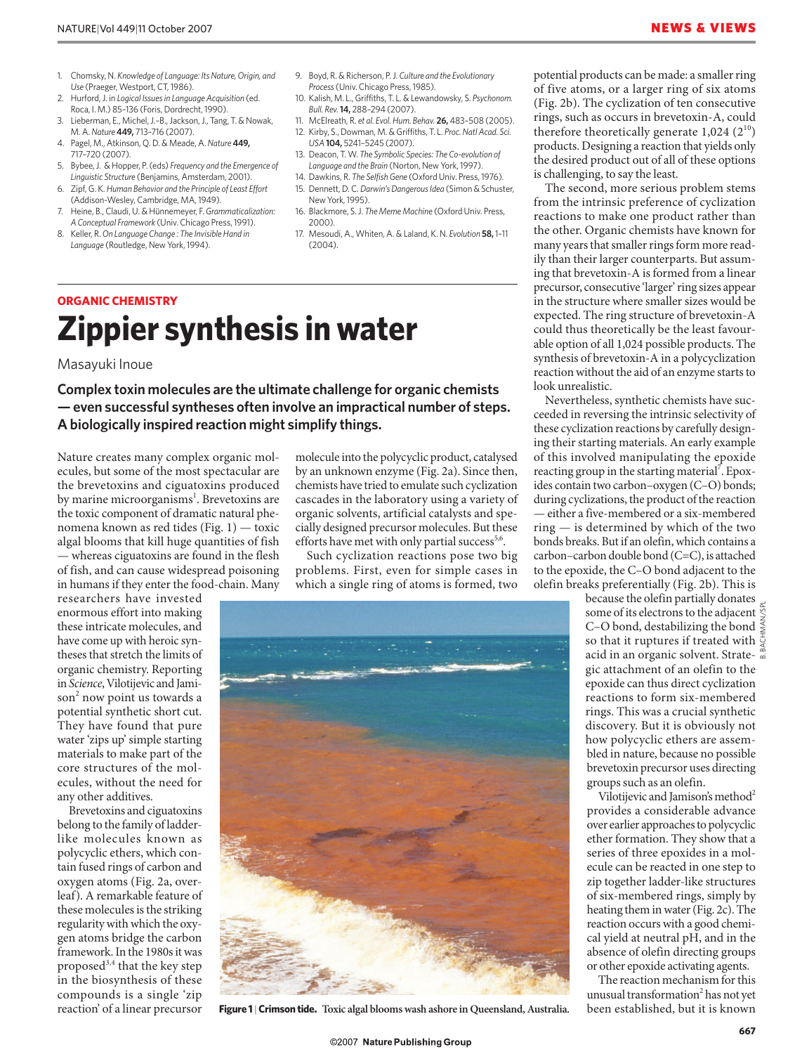1. Chomsky, N. *Knowledge of Language: Its Nature, Origin, and Use* (Praeger, Westport, CT, 1986).
2. Hurford, J. in *Logical Issues in Language Acquisition* (ed. Roca, I. M.) 85–136 (Foris, Dordrecht, 1990).
3. Lieberman, E., Michel, J.-B., Jackson, J., Tang, T. & Nowak, M. A. *Nature* **449,** 713–716 (2007).
4. Pagel, M., Atkinson, Q. D. & Meade, A. *Nature* **449,** 717–720 (2007).
5. Bybee, J. & Hopper, P. (eds) *Frequency and the Emergence of Linguistic Structure* (Benjamins, Amsterdam, 2001).
6. Zipf, G. K. *Human Behavior and the Principle of Least Effort* (Addison-Wesley, Cambridge, MA, 1949).
7. Heine, B., Claudi, U. & Hünnemeyer, F. *Grammaticalization: A Conceptual Framework* (Univ. Chicago Press, 1991).
8. Keller, R. *On Language Change : The Invisible Hand in Language* (Routledge, New York, 1994).
9. Boyd, R. & Richerson, P. J. *Culture and the Evolutionary Process* (Univ. Chicago Press, 1985).
10. Kalish, M. L., Griffiths, T. L. & Lewandowsky, S. *Psychonom. Bull. Rev.* **14,** 288–294 (2007).
11. McElreath, R. *et al. Evol. Hum. Behav.* **26,** 483–508 (2005).
12. Kirby, S., Dowman, M. & Griffiths, T. L. *Proc. Natl Acad. Sci. USA* **104,** 5241–5245 (2007).
13. Deacon, T. W. *The Symbolic Species: The Co-evolution of Language and the Brain* (Norton, New York, 1997).
14. Dawkins, R. *The Selfish Gene* (Oxford Univ. Press, 1976).
15. Dennett, D. C. *Darwin's Dangerous Idea* (Simon & Schuster, New York, 1995).
16. Blackmore, S. J. *The Meme Machine* (Oxford Univ. Press, 2000).
17. Mesoudi, A., Whiten, A. & Laland, K. N. *Evolution* **58,** 1–11 (2004).

**ORGANIC CHEMISTRY**

# Zippier synthesis in water

Masayuki Inoue

**Complex toxin molecules are the ultimate challenge for organic chemists — even successful syntheses often involve an impractical number of steps. A biologically inspired reaction might simplify things.**

Nature creates many complex organic molecules, but some of the most spectacular are the brevetoxins and ciguatoxins produced by marine microorganisms[1]. Brevetoxins are the toxic component of dramatic natural phenomena known as red tides (Fig. 1) — toxic algal blooms that kill huge quantities of fish — whereas ciguatoxins are found in the flesh of fish, and can cause widespread poisoning in humans if they enter the food-chain. Many researchers have invested enormous effort into making these intricate molecules, and have come up with heroic syntheses that stretch the limits of organic chemistry. Reporting in *Science*, Vilotijevic and Jamison[2] now point us towards a potential synthetic short cut. They have found that pure water 'zips up' simple starting materials to make part of the core structures of the molecules, without the need for any other additives.

Brevetoxins and ciguatoxins belong to the family of ladder-like molecules known as polycyclic ethers, which contain fused rings of carbon and oxygen atoms (Fig. 2a, overleaf). A remarkable feature of these molecules is the striking regularity with which the oxygen atoms bridge the carbon framework. In the 1980s it was proposed[3,4] that the key step in the biosynthesis of these compounds is a single 'zip reaction' of a linear precursor molecule into the polycyclic product, catalysed by an unknown enzyme (Fig. 2a). Since then, chemists have tried to emulate such cyclization cascades in the laboratory using a variety of organic solvents, artificial catalysts and specially designed precursor molecules. But these efforts have met with only partial success[5,6].

Such cyclization reactions pose two big problems. First, even for simple cases in which a single ring of atoms is formed, two potential products can be made: a smaller ring of five atoms, or a larger ring of six atoms (Fig. 2b). The cyclization of ten consecutive rings, such as occurs in brevetoxin-A, could therefore theoretically generate 1,024 ($2^{10}$) products. Designing a reaction that yields only the desired product out of all of these options is challenging, to say the least.

The second, more serious problem stems from the intrinsic preference of cyclization reactions to make one product rather than the other. Organic chemists have known for many years that smaller rings form more readily than their larger counterparts. But assuming that brevetoxin-A is formed from a linear precursor, consecutive 'larger' ring sizes appear in the structure where smaller sizes would be expected. The ring structure of brevetoxin-A could thus theoretically be the least favourable option of all 1,024 possible products. The synthesis of brevetoxin-A in a polycyclization reaction without the aid of an enzyme starts to look unrealistic.

Nevertheless, synthetic chemists have succeeded in reversing the intrinsic selectivity of these cyclization reactions by carefully designing their starting materials. An early example of this involved manipulating the epoxide reacting group in the starting material[7]. Epoxides contain two carbon–oxygen (C–O) bonds; during cyclizations, the product of the reaction — either a five-membered or a six-membered ring — is determined by which of the two bonds breaks. But if an olefin, which contains a carbon–carbon double bond (C=C), is attached to the epoxide, the C–O bond adjacent to the olefin breaks preferentially (Fig. 2b). This is because the olefin partially donates some of its electrons to the adjacent C–O bond, destabilizing the bond so that it ruptures if treated with acid in an organic solvent. Strategic attachment of an olefin to the epoxide can thus direct cyclization reactions to form six-membered rings. This was a crucial synthetic discovery. But it is obviously not how polycyclic ethers are assembled in nature, because no possible brevetoxin precursor uses directing groups such as an olefin.

Vilotijevic and Jamison's method[2] provides a considerable advance over earlier approaches to polycyclic ether formation. They show that a series of three epoxides in a molecule can be reacted in one step to zip together ladder-like structures of six-membered rings, simply by heating them in water (Fig. 2c). The reaction occurs with a good chemical yield at neutral pH, and in the absence of olefin directing groups or other epoxide activating agents.

The reaction mechanism for this unusual transformation[2] has not yet been established, but it is known

B. BACHMAN/SPL

**Figure 1 | Crimson tide.** Toxic algal blooms wash ashore in Queensland, Australia.